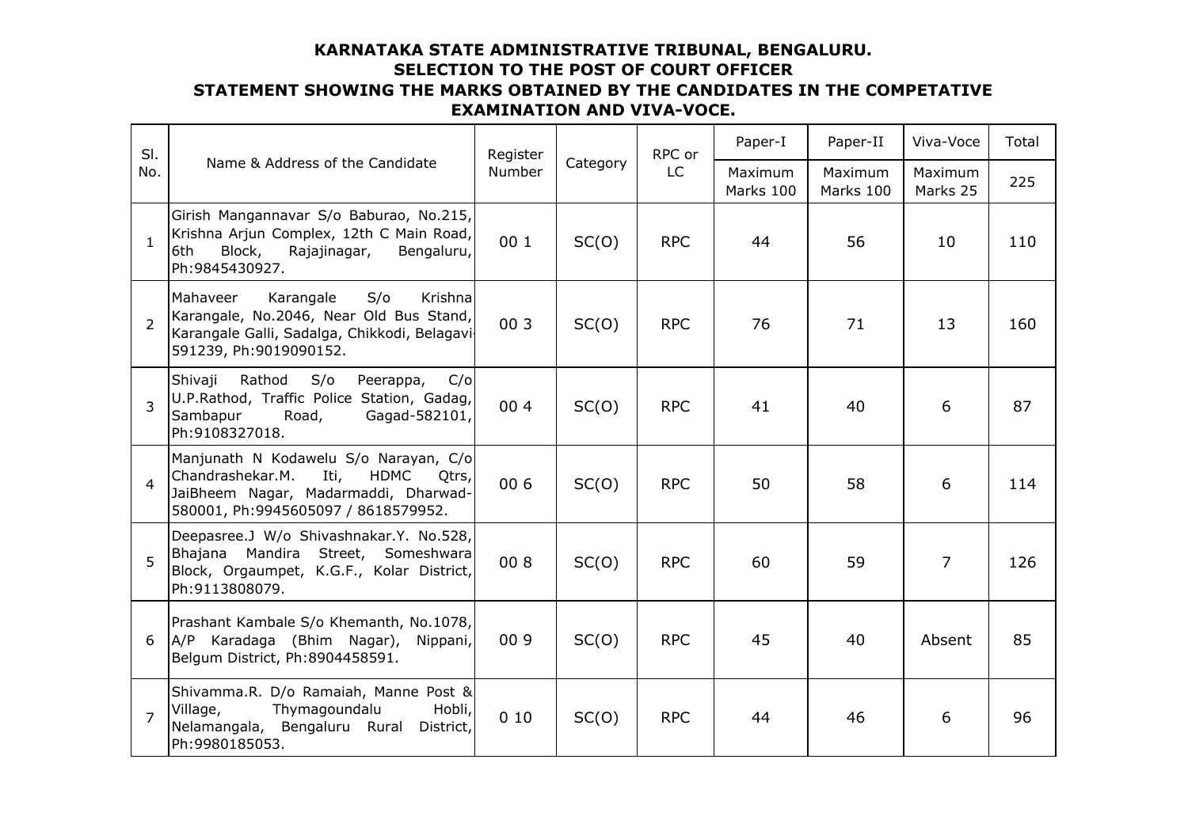**KARNATAKA STATE ADMINISTRATIVE TRIBUNAL, BENGALURU.**
**SELECTION TO THE POST OF COURT OFFICER**
**STATEMENT SHOWING THE MARKS OBTAINED BY THE CANDIDATES IN THE COMPETATIVE EXAMINATION AND VIVA-VOCE.**

| Sl. No. | Name & Address of the Candidate | Register Number | Category | RPC or LC | Paper-I | Paper-II | Viva-Voce | Total |
|---|---|---|---|---|---|---|---|---|
| | | | | | Maximum Marks 100 | Maximum Marks 100 | Maximum Marks 25 | 225 |
| 1 | Girish Mangannavar S/o Baburao, No.215, Krishna Arjun Complex, 12th C Main Road, 6th Block, Rajajinagar, Bengaluru, Ph:9845430927. | 00 1 | SC(O) | RPC | 44 | 56 | 10 | 110 |
| 2 | Mahaveer Karangale S/o Krishna Karangale, No.2046, Near Old Bus Stand, Karangale Galli, Sadalga, Chikkodi, Belagavi-591239, Ph:9019090152. | 00 3 | SC(O) | RPC | 76 | 71 | 13 | 160 |
| 3 | Shivaji Rathod S/o Peerappa, C/o U.P.Rathod, Traffic Police Station, Gadag, Sambapur Road, Gagad-582101, Ph:9108327018. | 00 4 | SC(O) | RPC | 41 | 40 | 6 | 87 |
| 4 | Manjunath N Kodawelu S/o Narayan, C/o Chandrashekar.M. Iti, HDMC Qtrs, JaiBheem Nagar, Madarmaddi, Dharwad-580001, Ph:9945605097 / 8618579952. | 00 6 | SC(O) | RPC | 50 | 58 | 6 | 114 |
| 5 | Deepasree.J W/o Shivashnakar.Y. No.528, Bhajana Mandira Street, Someshwara Block, Orgaumpet, K.G.F., Kolar District, Ph:9113808079. | 00 8 | SC(O) | RPC | 60 | 59 | 7 | 126 |
| 6 | Prashant Kambale S/o Khemanth, No.1078, A/P Karadaga (Bhim Nagar), Nippani, Belgum District, Ph:8904458591. | 00 9 | SC(O) | RPC | 45 | 40 | Absent | 85 |
| 7 | Shivamma.R. D/o Ramaiah, Manne Post & Village, Thymagoundalu Hobli, Nelamangala, Bengaluru Rural District, Ph:9980185053. | 0 10 | SC(O) | RPC | 44 | 46 | 6 | 96 |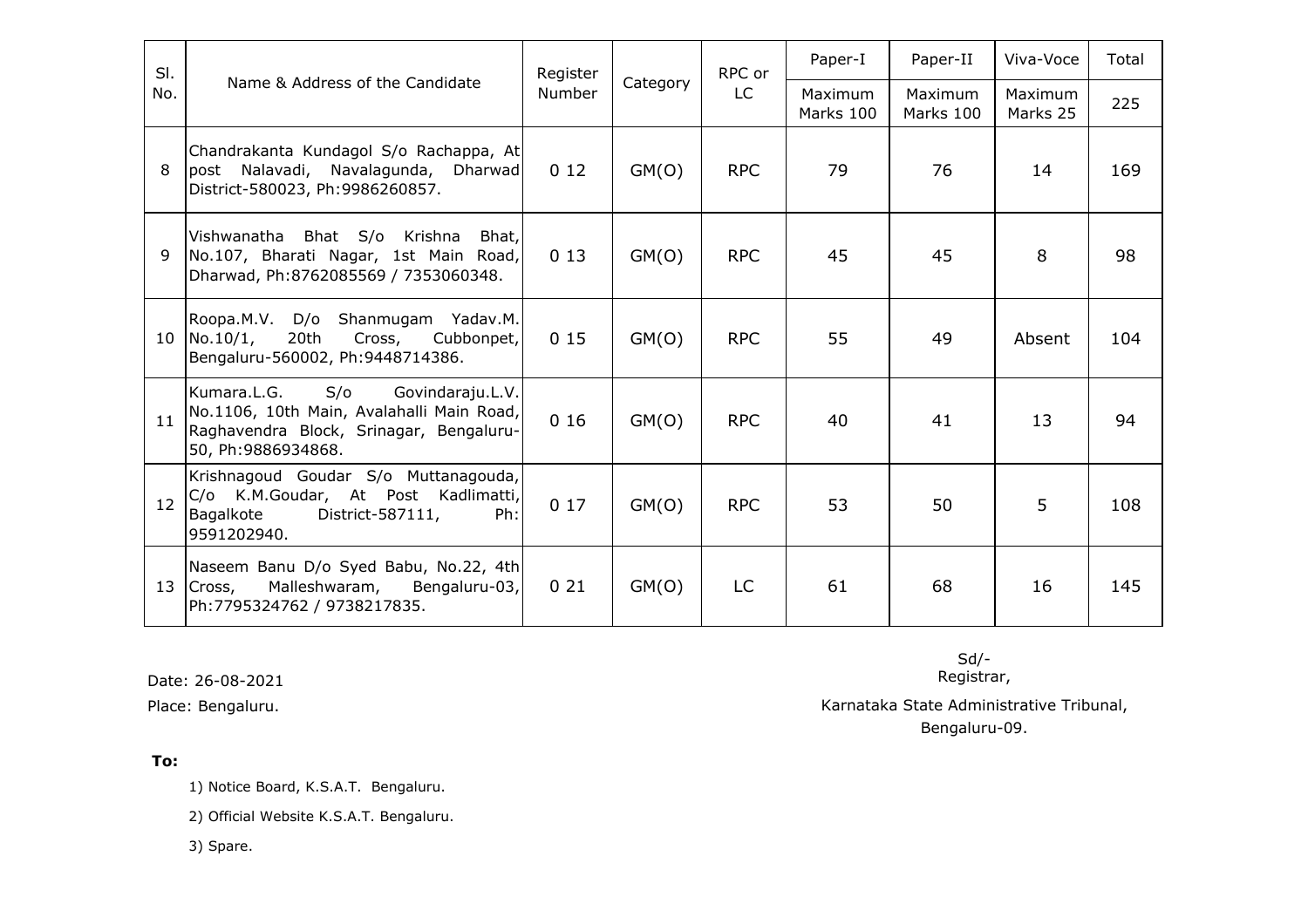| Sl. No. | Name & Address of the Candidate | Register Number | Category | RPC or LC | Paper-I | Paper-II | Viva-Voce | Total |
|---|---|---|---|---|---|---|---|---|
| | | | | | Maximum Marks 100 | Maximum Marks 100 | Maximum Marks 25 | 225 |
| 8 | Chandrakanta Kundagol S/o Rachappa, At post Nalavadi, Navalagunda, Dharwad District-580023, Ph:9986260857. | 0 12 | GM(O) | RPC | 79 | 76 | 14 | 169 |
| 9 | Vishwanatha Bhat S/o Krishna Bhat, No.107, Bharati Nagar, 1st Main Road, Dharwad, Ph:8762085569 / 7353060348. | 0 13 | GM(O) | RPC | 45 | 45 | 8 | 98 |
| 10 | Roopa.M.V. D/o Shanmugam Yadav.M. No.10/1, 20th Cross, Cubbonpet, Bengaluru-560002, Ph:9448714386. | 0 15 | GM(O) | RPC | 55 | 49 | Absent | 104 |
| 11 | Kumara.L.G. S/o Govindaraju.L.V. No.1106, 10th Main, Avalahalli Main Road, Raghavendra Block, Srinagar, Bengaluru-50, Ph:9886934868. | 0 16 | GM(O) | RPC | 40 | 41 | 13 | 94 |
| 12 | Krishnagoud Goudar S/o Muttanagouda, C/o K.M.Goudar, At Post Kadlimatti, Bagalkote District-587111, Ph: 9591202940. | 0 17 | GM(O) | RPC | 53 | 50 | 5 | 108 |
| 13 | Naseem Banu D/o Syed Babu, No.22, 4th Cross, Malleshwaram, Bengaluru-03, Ph:7795324762 / 9738217835. | 0 21 | GM(O) | LC | 61 | 68 | 16 | 145 |

Date: 26-08-2021

Place: Bengaluru.

Sd/-
Registrar,
Karnataka State Administrative Tribunal,
Bengaluru-09.

**To:**

1) Notice Board, K.S.A.T. Bengaluru.

2) Official Website K.S.A.T. Bengaluru.

3) Spare.